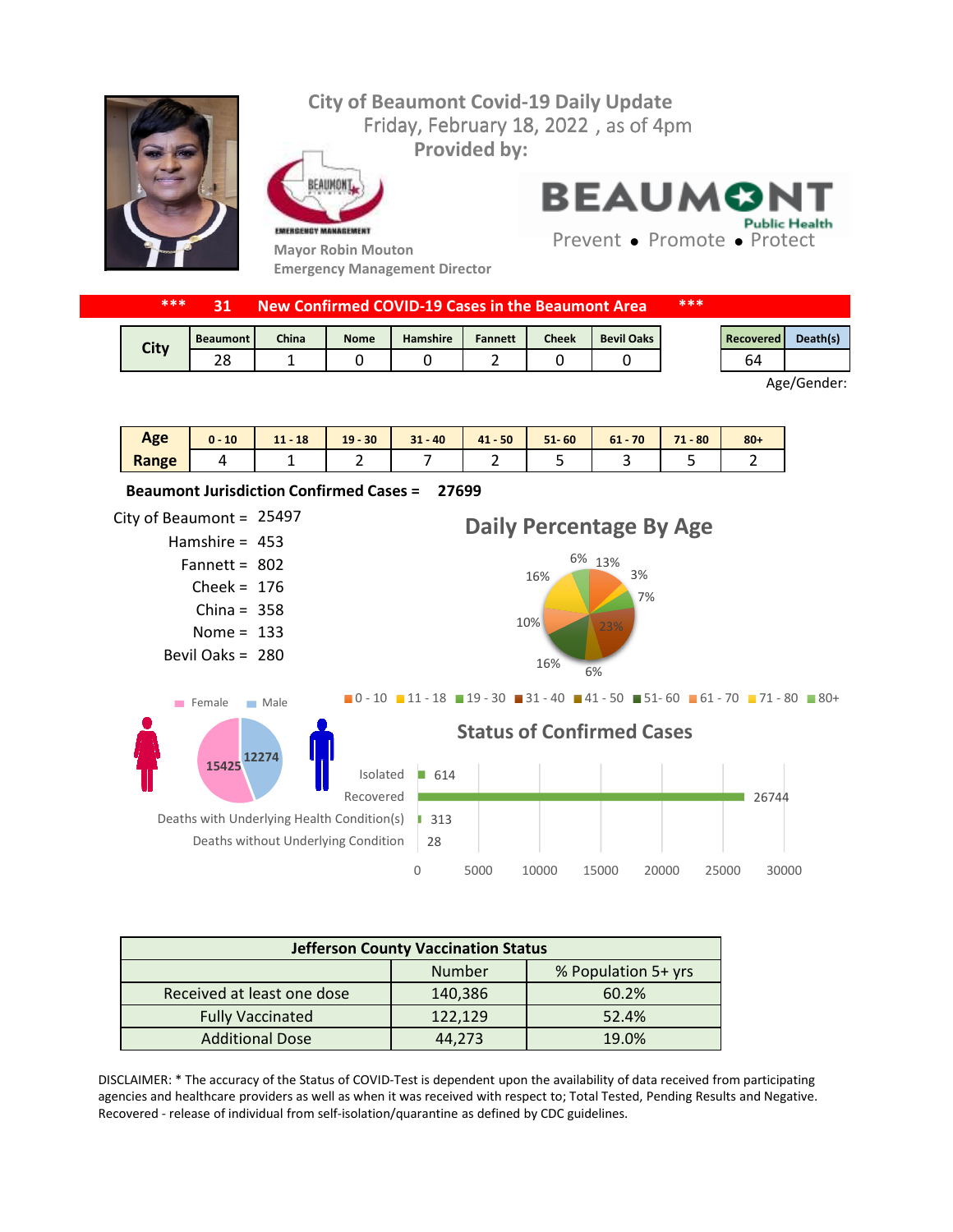# City of Beaumont Covid-19 Daily Update

Friday, February 18, 2022 , as of 4pm

**Provided by:**

Mayor Robin Mouton
Emergency Management Director

BEAUMONT Public Health
Prevent • Promote • Protect

**\*\*\* 31 New Confirmed COVID-19 Cases in the Beaumont Area \*\*\***

| City | Beaumont | China | Nome | Hamshire | Fannett | Cheek | Bevil Oaks |
|---|---|---|---|---|---|---|---|
| | 28 | 1 | 0 | 0 | 2 | 0 | 0 |

| Recovered | Death(s) |
|---|---|
| 64 | |

Age/Gender:

| Age Range | 0 - 10 | 11 - 18 | 19 - 30 | 31 - 40 | 41 - 50 | 51- 60 | 61 - 70 | 71 - 80 | 80+ |
|---|---|---|---|---|---|---|---|---|---|
| | 4 | 1 | 2 | 7 | 2 | 5 | 3 | 5 | 2 |

**Beaumont Jurisdiction Confirmed Cases = 27699**

- City of Beaumont = 25497
- Hamshire = 453
- Fannett = 802
- Cheek = 176
- China = 358
- Nome = 133
- Bevil Oaks = 280

## Daily Percentage By Age

13%, 3%, 7%, 23%, 6%, 16%, 10%, 16%, 6%

0 - 10, 11 - 18, 19 - 30, 31 - 40, 41 - 50, 51- 60, 61 - 70, 71 - 80, 80+

Female: 15425 | Male: 12274

## Status of Confirmed Cases

| Status | Number |
|---|---|
| Isolated | 614 |
| Recovered | 26744 |
| Deaths with Underlying Health Condition(s) | 313 |
| Deaths without Underlying Condition | 28 |

| Jefferson County Vaccination Status | | |
|---|---|---|
| | Number | % Population 5+ yrs |
| Received at least one dose | 140,386 | 60.2% |
| Fully Vaccinated | 122,129 | 52.4% |
| Additional Dose | 44,273 | 19.0% |

DISCLAIMER: * The accuracy of the Status of COVID-Test is dependent upon the availability of data received from participating agencies and healthcare providers as well as when it was received with respect to; Total Tested, Pending Results and Negative. Recovered - release of individual from self-isolation/quarantine as defined by CDC guidelines.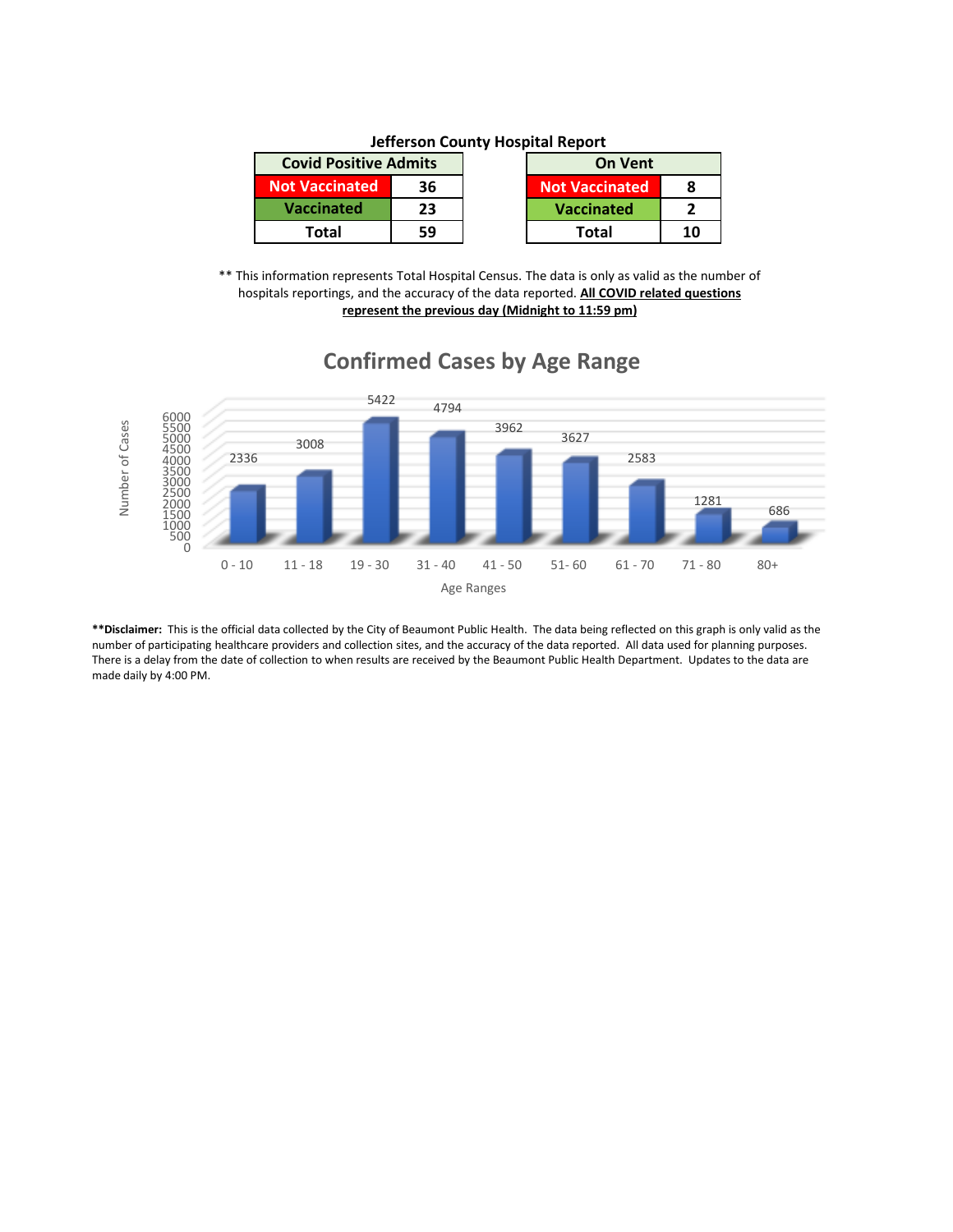## Jefferson County Hospital Report

| Covid Positive Admits | |
|---|---|
| Not Vaccinated | 36 |
| Vaccinated | 23 |
| Total | 59 |

| On Vent | |
|---|---|
| Not Vaccinated | 8 |
| Vaccinated | 2 |
| Total | 10 |

** This information represents Total Hospital Census. The data is only as valid as the number of hospitals reportings, and the accuracy of the data reported. **All COVID related questions represent the previous day (Midnight to 11:59 pm)**

## Confirmed Cases by Age Range

Number of Cases

6000
5500
5000
4500
4000
3500
3000
2500
2000
1500
1000
500
0

2336
3008
5422
4794
3962
3627
2583
1281
686

0 - 10
11 - 18
19 - 30
31 - 40
41 - 50
51- 60
61 - 70
71 - 80
80+

Age Ranges

****Disclaimer:** This is the official data collected by the City of Beaumont Public Health. The data being reflected on this graph is only valid as the number of participating healthcare providers and collection sites, and the accuracy of the data reported. All data used for planning purposes. There is a delay from the date of collection to when results are received by the Beaumont Public Health Department. Updates to the data are made daily by 4:00 PM.